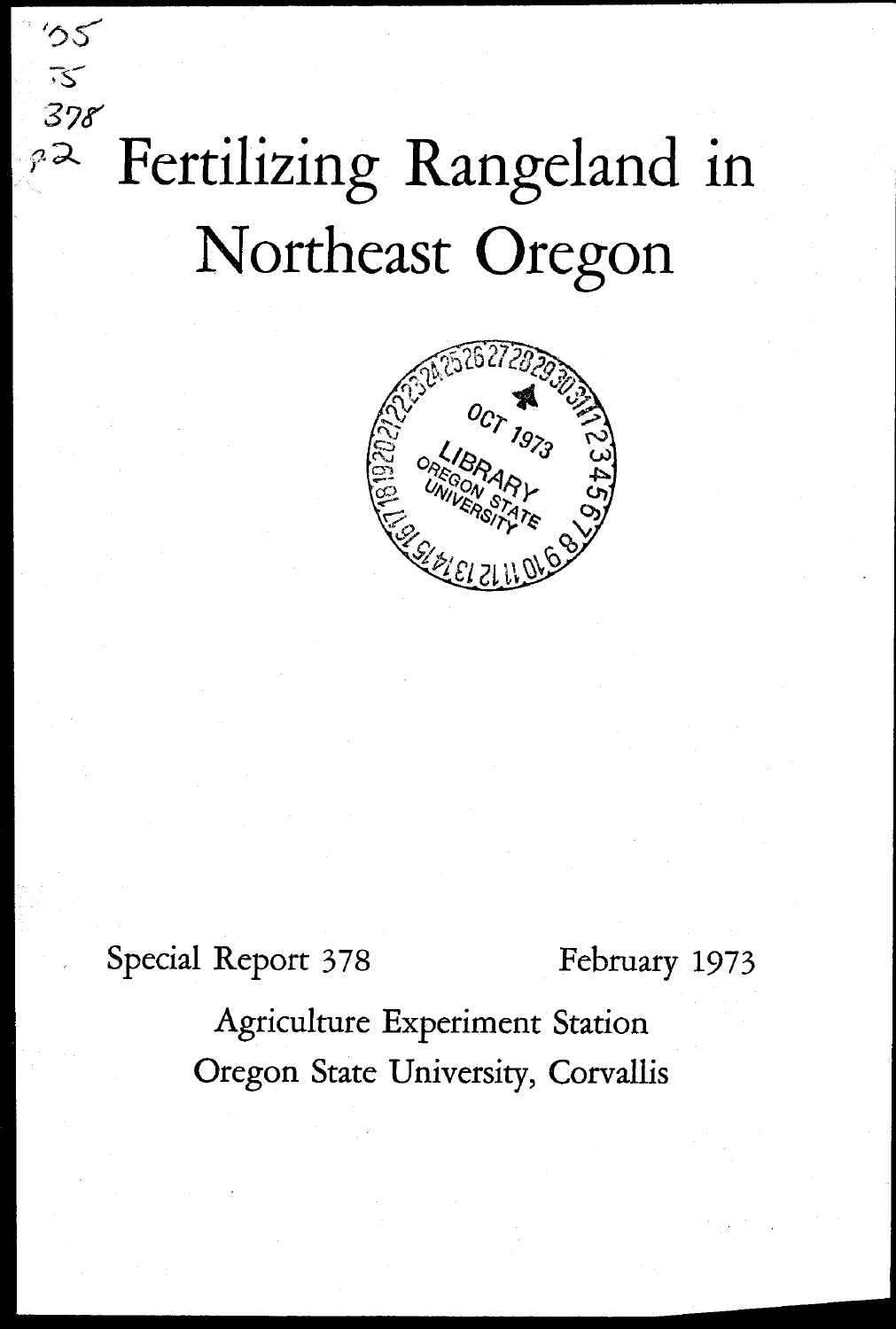# Fertilizing Rangeland in Northeast Oregon

Special Report 378 February 1973

Agriculture Experiment Station
Oregon State University, Corvallis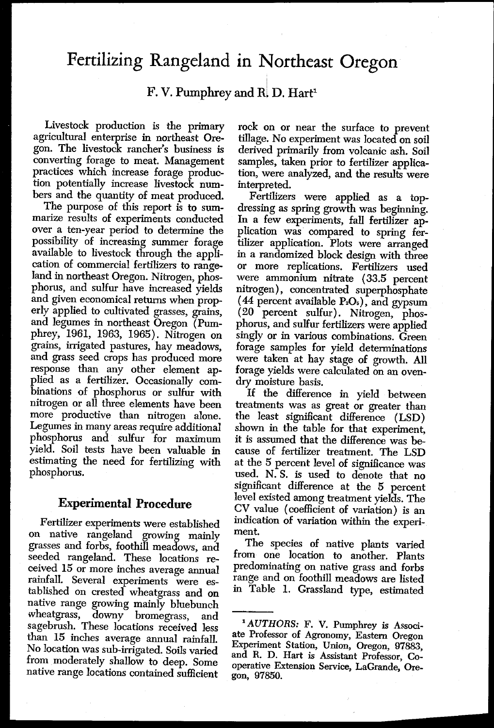# Fertilizing Rangeland in Northeast Oregon

F. V. Pumphrey and R. D. Hart[1]

Livestock production is the primary agricultural enterprise in northeast Oregon. The livestock rancher's business is converting forage to meat. Management practices which increase forage production potentially increase livestock numbers and the quantity of meat produced.

The purpose of this report is to summarize results of experiments conducted over a ten-year period to determine the possibility of increasing summer forage available to livestock through the application of commercial fertilizers to rangeland in northeast Oregon. Nitrogen, phosphorus, and sulfur have increased yields and given economical returns when properly applied to cultivated grasses, grains, and legumes in northeast Oregon (Pumphrey, 1961, 1963, 1965). Nitrogen on grains, irrigated pastures, hay meadows, and grass seed crops has produced more response than any other element applied as a fertilizer. Occasionally combinations of phosphorus or sulfur with nitrogen or all three elements have been more productive than nitrogen alone. Legumes in many areas require additional phosphorus and sulfur for maximum yield. Soil tests have been valuable in estimating the need for fertilizing with phosphorus.

## Experimental Procedure

Fertilizer experiments were established on native rangeland growing mainly grasses and forbs, foothill meadows, and seeded rangeland. These locations received 15 or more inches average annual rainfall. Several experiments were established on crested wheatgrass and on native range growing mainly bluebunch wheatgrass, downy bromegrass, and sagebrush. These locations received less than 15 inches average annual rainfall. No location was sub-irrigated. Soils varied from moderately shallow to deep. Some native range locations contained sufficient rock on or near the surface to prevent tillage. No experiment was located on soil derived primarily from volcanic ash. Soil samples, taken prior to fertilizer application, were analyzed, and the results were interpreted.

Fertilizers were applied as a top-dressing as spring growth was beginning. In a few experiments, fall fertilizer application was compared to spring fertilizer application. Plots were arranged in a randomized block design with three or more replications. Fertilizers used were ammonium nitrate (33.5 percent nitrogen), concentrated superphosphate (44 percent available $P_2O_5$), and gypsum (20 percent sulfur). Nitrogen, phosphorus, and sulfur fertilizers were applied singly or in various combinations. Green forage samples for yield determinations were taken at hay stage of growth. All forage yields were calculated on an oven-dry moisture basis.

If the difference in yield between treatments was as great or greater than the least significant difference (LSD) shown in the table for that experiment, it is assumed that the difference was because of fertilizer treatment. The LSD at the 5 percent level of significance was used. N. S. is used to denote that no significant difference at the 5 percent level existed among treatment yields. The CV value (coefficient of variation) is an indication of variation within the experiment.

The species of native plants varied from one location to another. Plants predominating on native grass and forbs range and on foothill meadows are listed in Table 1. Grassland type, estimated

---

[1] *AUTHORS:* F. V. Pumphrey is Associate Professor of Agronomy, Eastern Oregon Experiment Station, Union, Oregon, 97883, and R. D. Hart is Assistant Professor, Cooperative Extension Service, LaGrande, Oregon, 97850.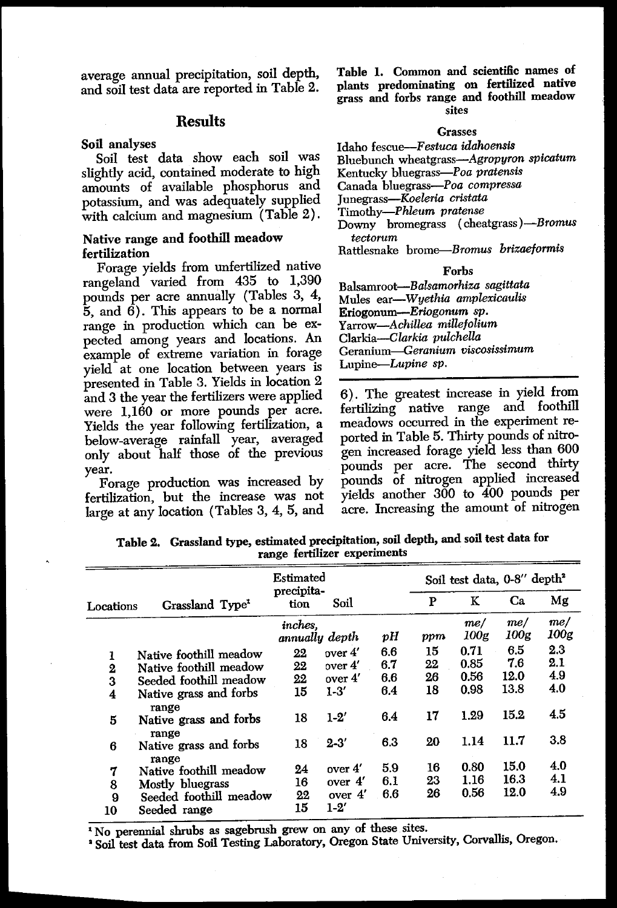average annual precipitation, soil depth, and soil test data are reported in Table 2.

## Results

### Soil analyses

Soil test data show each soil was slightly acid, contained moderate to high amounts of available phosphorus and potassium, and was adequately supplied with calcium and magnesium (Table 2).

### Native range and foothill meadow fertilization

Forage yields from unfertilized native rangeland varied from 435 to 1,390 pounds per acre annually (Tables 3, 4, 5, and 6). This appears to be a normal range in production which can be expected among years and locations. An example of extreme variation in forage yield at one location between years is presented in Table 3. Yields in location 2 and 3 the year the fertilizers were applied were 1,160 or more pounds per acre. Yields the year following fertilization, a below-average rainfall year, averaged only about half those of the previous year.

Forage production was increased by fertilization, but the increase was not large at any location (Tables 3, 4, 5, and 6). The greatest increase in yield from fertilizing native range and foothill meadows occurred in the experiment reported in Table 5. Thirty pounds of nitrogen increased forage yield less than 600 pounds per acre. The second thirty pounds of nitrogen applied increased yields another 300 to 400 pounds per acre. Increasing the amount of nitrogen

**Table 1. Common and scientific names of plants predominating on fertilized native grass and forbs range and foothill meadow sites**

**Grasses**

Idaho fescue—*Festuca idahoensis*
Bluebunch wheatgrass—*Agropyron spicatum*
Kentucky bluegrass—*Poa pratensis*
Canada bluegrass—*Poa compressa*
Junegrass—*Koeleria cristata*
Timothy—*Phleum pratense*
Downy bromegrass (cheatgrass)—*Bromus tectorum*
Rattlesnake brome—*Bromus brizaeformis*

**Forbs**

Balsamroot—*Balsamorhiza sagittata*
Mules ear—*Wyethia amplexicaulis*
Eriogonum—*Eriogonum sp.*
Yarrow—*Achillea millefolium*
Clarkia—*Clarkia pulchella*
Geranium—*Geranium viscosissimum*
Lupine—*Lupine sp.*

**Table 2. Grassland type, estimated precipitation, soil depth, and soil test data for range fertilizer experiments**

| Locations | Grassland Type[1] | Estimated precipitation | Soil | | Soil test data, 0-8" depth[2] | | | |
|---|---|---|---|---|---|---|---|---|
| | | | | | P | K | Ca | Mg |
| | | *inches, annually* | *depth* | *pH* | *ppm* | *me/ 100g* | *me/ 100g* | *me/ 100g* |
| 1 | Native foothill meadow | 22 | over 4' | 6.6 | 15 | 0.71 | 6.5 | 2.3 |
| 2 | Native foothill meadow | 22 | over 4' | 6.7 | 22 | 0.85 | 7.6 | 2.1 |
| 3 | Seeded foothill meadow | 22 | over 4' | 6.6 | 26 | 0.56 | 12.0 | 4.9 |
| 4 | Native grass and forbs range | 15 | 1-3' | 6.4 | 18 | 0.98 | 13.8 | 4.0 |
| 5 | Native grass and forbs range | 18 | 1-2' | 6.4 | 17 | 1.29 | 15.2 | 4.5 |
| 6 | Native grass and forbs range | 18 | 2-3' | 6.3 | 20 | 1.14 | 11.7 | 3.8 |
| 7 | Native foothill meadow | 24 | over 4' | 5.9 | 16 | 0.80 | 15.0 | 4.0 |
| 8 | Mostly bluegrass | 16 | over 4' | 6.1 | 23 | 1.16 | 16.3 | 4.1 |
| 9 | Seeded foothill meadow | 22 | over 4' | 6.6 | 26 | 0.56 | 12.0 | 4.9 |
| 10 | Seeded range | 15 | 1-2' | | | | | |

[1] No perennial shrubs as sagebrush grew on any of these sites.
[2] Soil test data from Soil Testing Laboratory, Oregon State University, Corvallis, Oregon.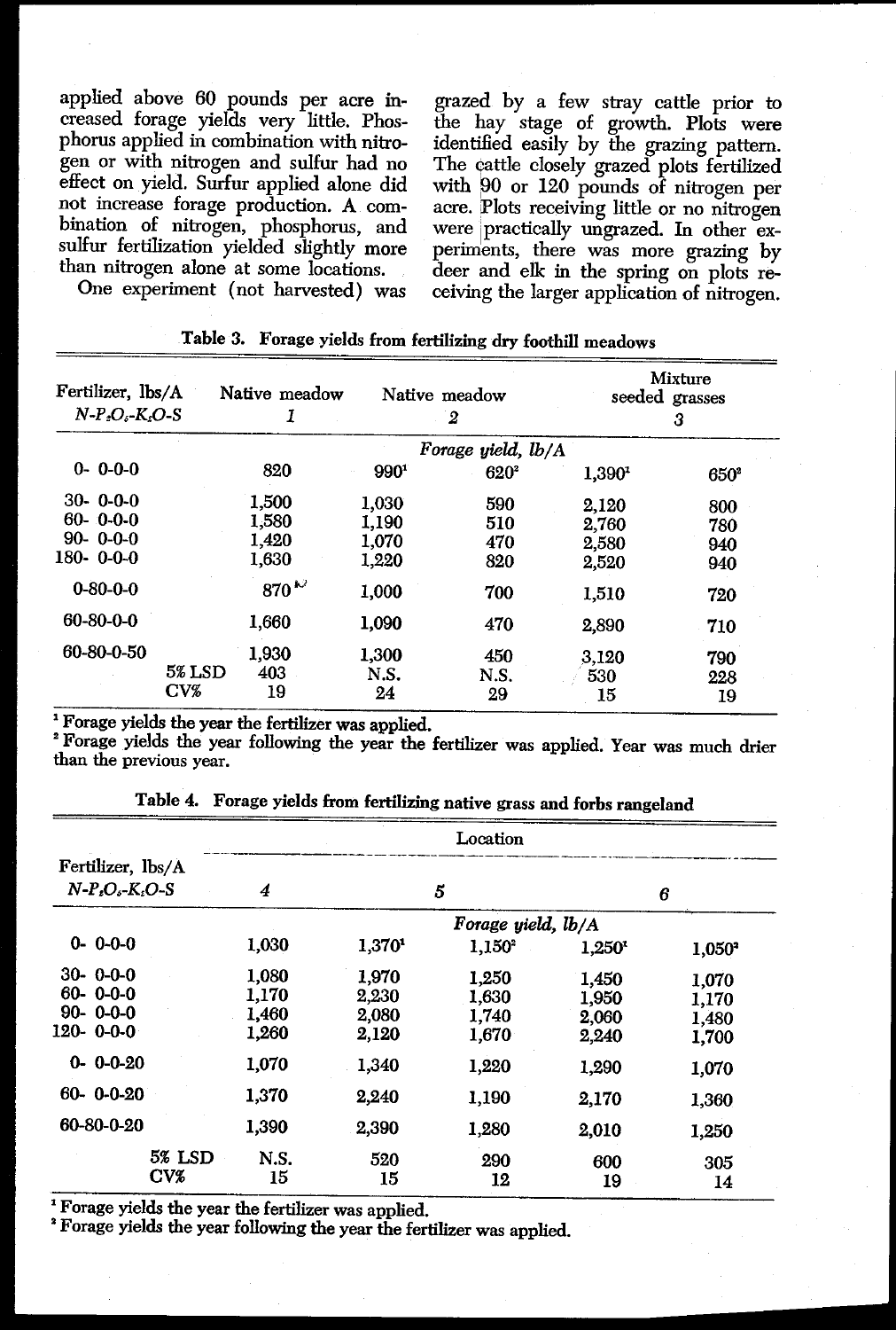applied above 60 pounds per acre increased forage yields very little. Phosphorus applied in combination with nitrogen or with nitrogen and sulfur had no effect on yield. Surfur applied alone did not increase forage production. A combination of nitrogen, phosphorus, and sulfur fertilization yielded slightly more than nitrogen alone at some locations.

One experiment (not harvested) was grazed by a few stray cattle prior to the hay stage of growth. Plots were identified easily by the grazing pattern. The cattle closely grazed plots fertilized with 90 or 120 pounds of nitrogen per acre. Plots receiving little or no nitrogen were practically ungrazed. In other experiments, there was more grazing by deer and elk in the spring on plots receiving the larger application of nitrogen.

**Table 3. Forage yields from fertilizing dry foothill meadows**

| Fertilizer, lbs/A *N-$P_2O_5$-$K_2O$-S* | Native meadow *1* | Native meadow *2* | | Mixture seeded grasses *3* | |
|---|---|---|---|---|---|
| | *Forage yield, lb/A* | | | | |
| 0- 0-0-0 | 820 | 990[1] | 620[2] | 1,390[1] | 650[2] |
| 30- 0-0-0 | 1,500 | 1,030 | 590 | 2,120 | 800 |
| 60- 0-0-0 | 1,580 | 1,190 | 510 | 2,760 | 780 |
| 90- 0-0-0 | 1,420 | 1,070 | 470 | 2,580 | 940 |
| 180- 0-0-0 | 1,630 | 1,220 | 820 | 2,520 | 940 |
| 0-80-0-0 | 870 | 1,000 | 700 | 1,510 | 720 |
| 60-80-0-0 | 1,660 | 1,090 | 470 | 2,890 | 710 |
| 60-80-0-50 | 1,930 | 1,300 | 450 | 3,120 | 790 |
| 5% LSD | 403 | N.S. | N.S. | 530 | 228 |
| CV% | 19 | 24 | 29 | 15 | 19 |

[1] Forage yields the year the fertilizer was applied.
[2] Forage yields the year following the year the fertilizer was applied. Year was much drier than the previous year.

**Table 4. Forage yields from fertilizing native grass and forbs rangeland**

| Fertilizer, lbs/A *N-$P_2O_5$-$K_2O$-S* | Location *4* | *5* | | *6* | |
|---|---|---|---|---|---|
| | *Forage yield, lb/A* | | | | |
| 0- 0-0-0 | 1,030 | 1,370[1] | 1,150[2] | 1,250[1] | 1,050[2] |
| 30- 0-0-0 | 1,080 | 1,970 | 1,250 | 1,450 | 1,070 |
| 60- 0-0-0 | 1,170 | 2,230 | 1,630 | 1,950 | 1,170 |
| 90- 0-0-0 | 1,460 | 2,080 | 1,740 | 2,060 | 1,480 |
| 120- 0-0-0 | 1,260 | 2,120 | 1,670 | 2,240 | 1,700 |
| 0- 0-0-20 | 1,070 | 1,340 | 1,220 | 1,290 | 1,070 |
| 60- 0-0-20 | 1,370 | 2,240 | 1,190 | 2,170 | 1,360 |
| 60-80-0-20 | 1,390 | 2,390 | 1,280 | 2,010 | 1,250 |
| 5% LSD | N.S. | 520 | 290 | 600 | 305 |
| CV% | 15 | 15 | 12 | 19 | 14 |

[1] Forage yields the year the fertilizer was applied.
[2] Forage yields the year following the year the fertilizer was applied.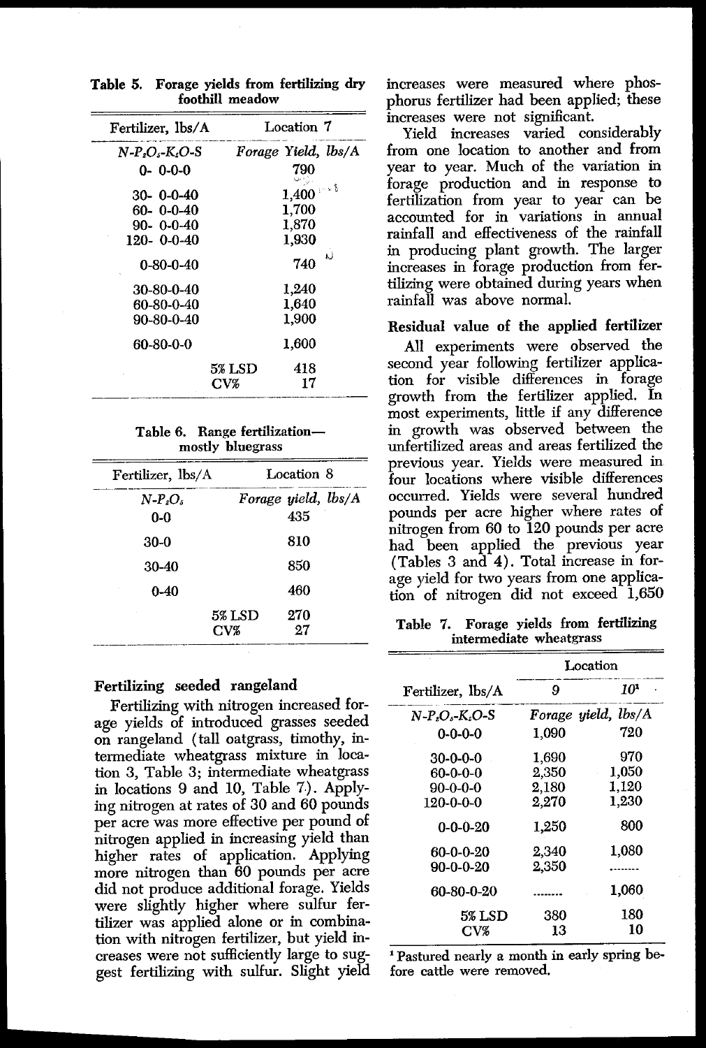Table 5. Forage yields from fertilizing dry foothill meadow

| Fertilizer, lbs/A | Location 7 |
|---|---|
| *N-$P_2O_5$-$K_2O$-S* | *Forage Yield, lbs/A* |
| 0- 0-0-0 | 790 |
| 30- 0-0-40 | 1,400 |
| 60- 0-0-40 | 1,700 |
| 90- 0-0-40 | 1,870 |
| 120- 0-0-40 | 1,930 |
| 0-80-0-40 | 740 |
| 30-80-0-40 | 1,240 |
| 60-80-0-40 | 1,640 |
| 90-80-0-40 | 1,900 |
| 60-80-0-0 | 1,600 |
| 5% LSD | 418 |
| CV% | 17 |

Table 6. Range fertilization—mostly bluegrass

| Fertilizer, lbs/A | Location 8 |
|---|---|
| *N-$P_2O_5$* | *Forage yield, lbs/A* |
| 0-0 | 435 |
| 30-0 | 810 |
| 30-40 | 850 |
| 0-40 | 460 |
| 5% LSD | 270 |
| CV% | 27 |

### Fertilizing seeded rangeland

Fertilizing with nitrogen increased forage yields of introduced grasses seeded on rangeland (tall oatgrass, timothy, intermediate wheatgrass mixture in location 3, Table 3; intermediate wheatgrass in locations 9 and 10, Table 7). Applying nitrogen at rates of 30 and 60 pounds per acre was more effective per pound of nitrogen applied in increasing yield than higher rates of application. Applying more nitrogen than 60 pounds per acre did not produce additional forage. Yields were slightly higher where sulfur fertilizer was applied alone or in combination with nitrogen fertilizer, but yield increases were not sufficiently large to suggest fertilizing with sulfur. Slight yield increases were measured where phosphorus fertilizer had been applied; these increases were not significant.

Yield increases varied considerably from one location to another and from year to year. Much of the variation in forage production and in response to fertilization from year to year can be accounted for in variations in annual rainfall and effectiveness of the rainfall in producing plant growth. The larger increases in forage production from fertilizing were obtained during years when rainfall was above normal.

### Residual value of the applied fertilizer

All experiments were observed the second year following fertilizer application for visible differences in forage growth from the fertilizer applied. In most experiments, little if any difference in growth was observed between the unfertilized areas and areas fertilized the previous year. Yields were measured in four locations where visible differences occurred. Yields were several hundred pounds per acre higher where rates of nitrogen from 60 to 120 pounds per acre had been applied the previous year (Tables 3 and 4). Total increase in forage yield for two years from one application of nitrogen did not exceed 1,650

Table 7. Forage yields from fertilizing intermediate wheatgrass

| Fertilizer, lbs/A | Location 9 | Location 10[1] |
|---|---|---|
| *N-$P_2O_5$-$K_2O$-S* | *Forage yield, lbs/A* | |
| 0-0-0-0 | 1,090 | 720 |
| 30-0-0-0 | 1,690 | 970 |
| 60-0-0-0 | 2,350 | 1,050 |
| 90-0-0-0 | 2,180 | 1,120 |
| 120-0-0-0 | 2,270 | 1,230 |
| 0-0-0-20 | 1,250 | 800 |
| 60-0-0-20 | 2,340 | 1,080 |
| 90-0-0-20 | 2,350 | ....... |
| 60-80-0-20 | ....... | 1,060 |
| 5% LSD | 380 | 180 |
| CV% | 13 | 10 |

[1] Pastured nearly a month in early spring before cattle were removed.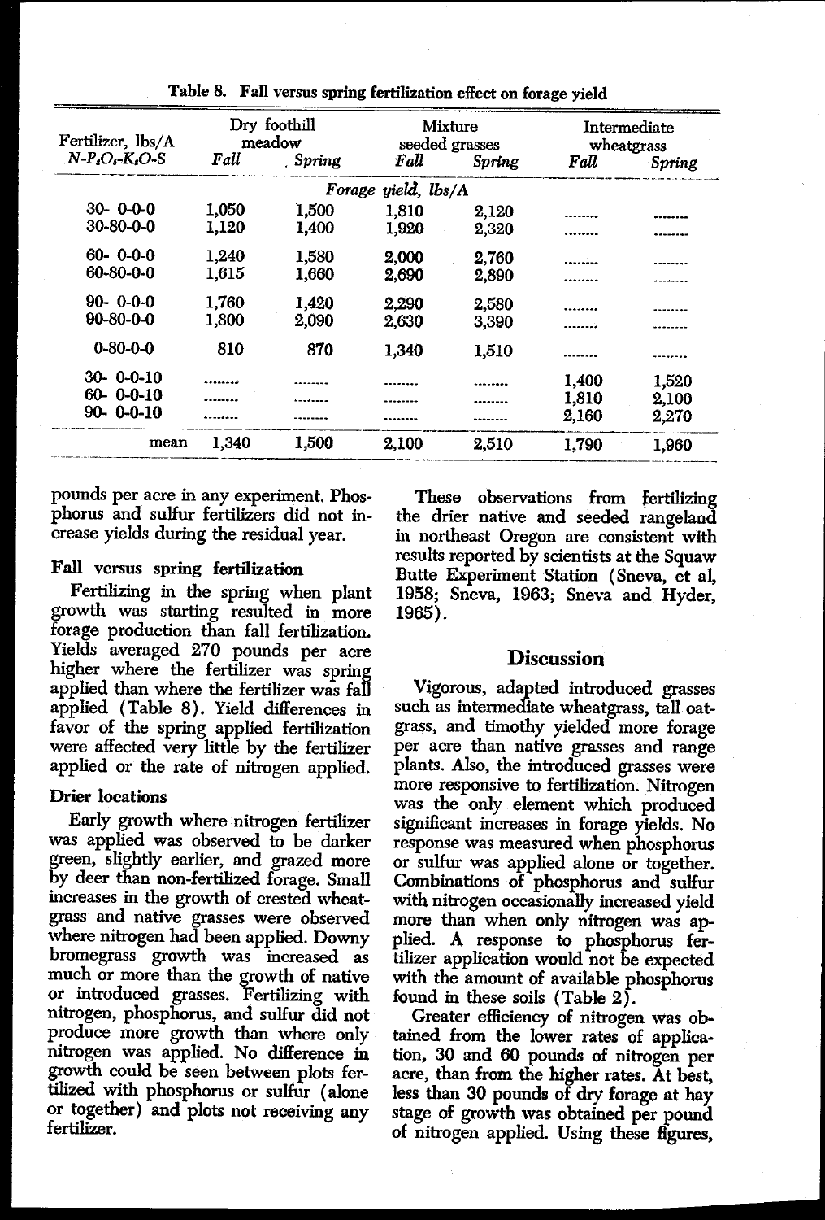Table 8. Fall versus spring fertilization effect on forage yield

| Fertilizer, lbs/A $N$-$P_2O_5$-$K_2O$-$S$ | Dry foothill meadow | | Mixture seeded grasses | | Intermediate wheatgrass | |
|---|---|---|---|---|---|---|
| | *Fall* | *Spring* | *Fall* | *Spring* | *Fall* | *Spring* |
| | *Forage yield, lbs/A* | | | | | |
| 30- 0-0-0 | 1,050 | 1,500 | 1,810 | 2,120 | ........ | ........ |
| 30-80-0-0 | 1,120 | 1,400 | 1,920 | 2,320 | ........ | ........ |
| 60- 0-0-0 | 1,240 | 1,580 | 2,000 | 2,760 | ........ | ........ |
| 60-80-0-0 | 1,615 | 1,660 | 2,690 | 2,890 | ........ | ........ |
| 90- 0-0-0 | 1,760 | 1,420 | 2,290 | 2,580 | ........ | ........ |
| 90-80-0-0 | 1,800 | 2,090 | 2,630 | 3,390 | ........ | ........ |
| 0-80-0-0 | 810 | 870 | 1,340 | 1,510 | ........ | ........ |
| 30- 0-0-10 | ........ | ........ | ........ | ........ | 1,400 | 1,520 |
| 60- 0-0-10 | ........ | ........ | ........ | ........ | 1,810 | 2,100 |
| 90- 0-0-10 | ........ | ........ | ........ | ........ | 2,160 | 2,270 |
| mean | 1,340 | 1,500 | 2,100 | 2,510 | 1,790 | 1,960 |

pounds per acre in any experiment. Phosphorus and sulfur fertilizers did not increase yields during the residual year.

### Fall versus spring fertilization

Fertilizing in the spring when plant growth was starting resulted in more forage production than fall fertilization. Yields averaged 270 pounds per acre higher where the fertilizer was spring applied than where the fertilizer was fall applied (Table 8). Yield differences in favor of the spring applied fertilization were affected very little by the fertilizer applied or the rate of nitrogen applied.

### Drier locations

Early growth where nitrogen fertilizer was applied was observed to be darker green, slightly earlier, and grazed more by deer than non-fertilized forage. Small increases in the growth of crested wheatgrass and native grasses were observed where nitrogen had been applied. Downy bromegrass growth was increased as much or more than the growth of native or introduced grasses. Fertilizing with nitrogen, phosphorus, and sulfur did not produce more growth than where only nitrogen was applied. No difference in growth could be seen between plots fertilized with phosphorus or sulfur (alone or together) and plots not receiving any fertilizer.

These observations from fertilizing the drier native and seeded rangeland in northeast Oregon are consistent with results reported by scientists at the Squaw Butte Experiment Station (Sneva, et al, 1958; Sneva, 1963; Sneva and Hyder, 1965).

## Discussion

Vigorous, adapted introduced grasses such as intermediate wheatgrass, tall oatgrass, and timothy yielded more forage per acre than native grasses and range plants. Also, the introduced grasses were more responsive to fertilization. Nitrogen was the only element which produced significant increases in forage yields. No response was measured when phosphorus or sulfur was applied alone or together. Combinations of phosphorus and sulfur with nitrogen occasionally increased yield more than when only nitrogen was applied. A response to phosphorus fertilizer application would not be expected with the amount of available phosphorus found in these soils (Table 2).

Greater efficiency of nitrogen was obtained from the lower rates of application, 30 and 60 pounds of nitrogen per acre, than from the higher rates. At best, less than 30 pounds of dry forage at hay stage of growth was obtained per pound of nitrogen applied. Using these figures,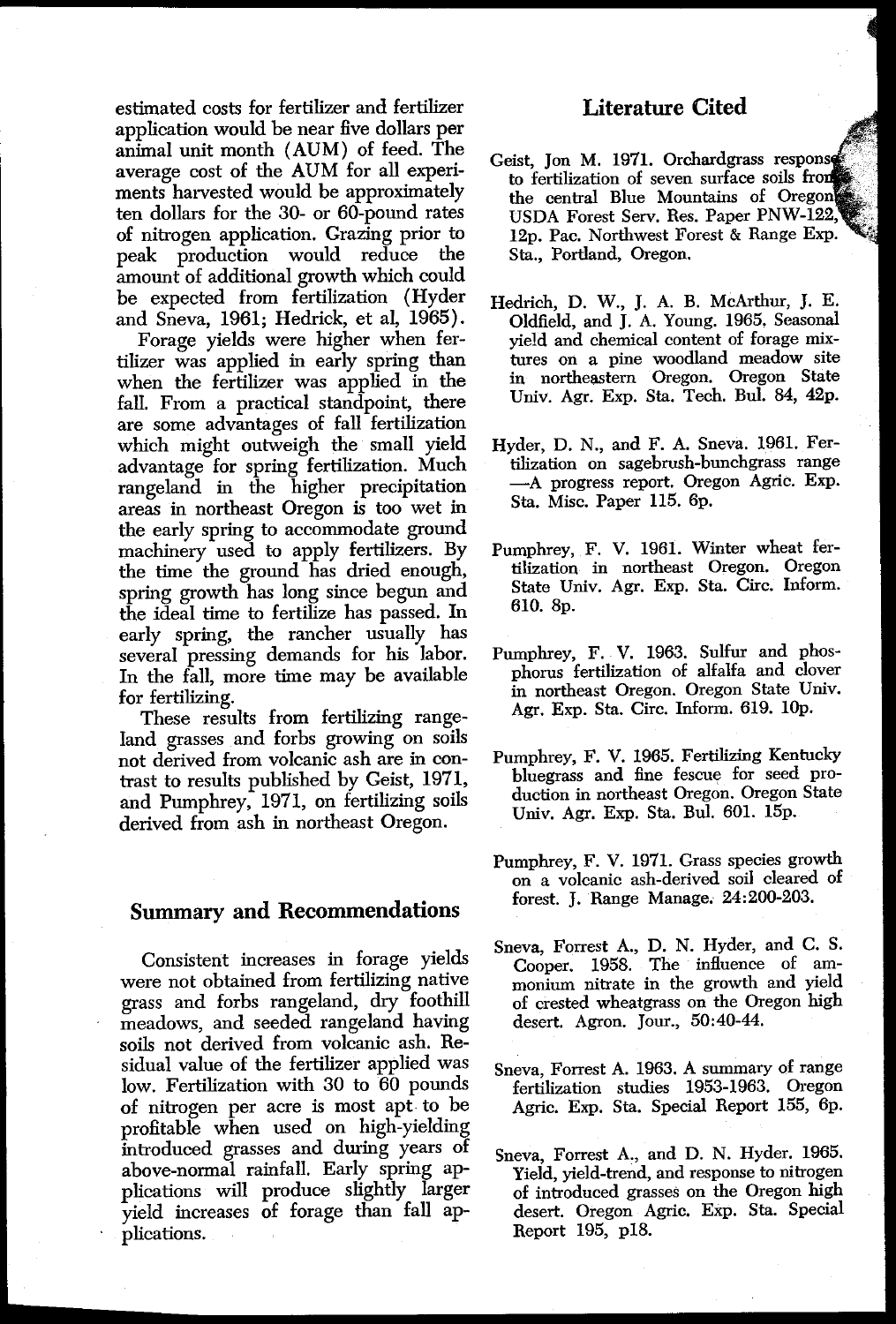estimated costs for fertilizer and fertilizer application would be near five dollars per animal unit month (AUM) of feed. The average cost of the AUM for all experiments harvested would be approximately ten dollars for the 30- or 60-pound rates of nitrogen application. Grazing prior to peak production would reduce the amount of additional growth which could be expected from fertilization (Hyder and Sneva, 1961; Hedrick, et al, 1965).

Forage yields were higher when fertilizer was applied in early spring than when the fertilizer was applied in the fall. From a practical standpoint, there are some advantages of fall fertilization which might outweigh the small yield advantage for spring fertilization. Much rangeland in the higher precipitation areas in northeast Oregon is too wet in the early spring to accommodate ground machinery used to apply fertilizers. By the time the ground has dried enough, spring growth has long since begun and the ideal time to fertilize has passed. In early spring, the rancher usually has several pressing demands for his labor. In the fall, more time may be available for fertilizing.

These results from fertilizing rangeland grasses and forbs growing on soils not derived from volcanic ash are in contrast to results published by Geist, 1971, and Pumphrey, 1971, on fertilizing soils derived from ash in northeast Oregon.

## Summary and Recommendations

Consistent increases in forage yields were not obtained from fertilizing native grass and forbs rangeland, dry foothill meadows, and seeded rangeland having soils not derived from volcanic ash. Residual value of the fertilizer applied was low. Fertilization with 30 to 60 pounds of nitrogen per acre is most apt to be profitable when used on high-yielding introduced grasses and during years of above-normal rainfall. Early spring applications will produce slightly larger yield increases of forage than fall applications.

## Literature Cited

Geist, Jon M. 1971. Orchardgrass response to fertilization of seven surface soils from the central Blue Mountains of Oregon. USDA Forest Serv. Res. Paper PNW-122, 12p. Pac. Northwest Forest & Range Exp. Sta., Portland, Oregon.

Hedrich, D. W., J. A. B. McArthur, J. E. Oldfield, and J. A. Young. 1965. Seasonal yield and chemical content of forage mixtures on a pine woodland meadow site in northeastern Oregon. Oregon State Univ. Agr. Exp. Sta. Tech. Bul. 84, 42p.

Hyder, D. N., and F. A. Sneva. 1961. Fertilization on sagebrush-bunchgrass range —A progress report. Oregon Agric. Exp. Sta. Misc. Paper 115. 6p.

Pumphrey, F. V. 1961. Winter wheat fertilization in northeast Oregon. Oregon State Univ. Agr. Exp. Sta. Circ. Inform. 610. 8p.

Pumphrey, F. V. 1963. Sulfur and phosphorus fertilization of alfalfa and clover in northeast Oregon. Oregon State Univ. Agr. Exp. Sta. Circ. Inform. 619. 10p.

Pumphrey, F. V. 1965. Fertilizing Kentucky bluegrass and fine fescue for seed production in northeast Oregon. Oregon State Univ. Agr. Exp. Sta. Bul. 601. 15p.

Pumphrey, F. V. 1971. Grass species growth on a volcanic ash-derived soil cleared of forest. J. Range Manage. 24:200-203.

Sneva, Forrest A., D. N. Hyder, and C. S. Cooper. 1958. The influence of ammonium nitrate in the growth and yield of crested wheatgrass on the Oregon high desert. Agron. Jour., 50:40-44.

Sneva, Forrest A. 1963. A summary of range fertilization studies 1953-1963. Oregon Agric. Exp. Sta. Special Report 155, 6p.

Sneva, Forrest A., and D. N. Hyder. 1965. Yield, yield-trend, and response to nitrogen of introduced grasses on the Oregon high desert. Oregon Agric. Exp. Sta. Special Report 195, p18.